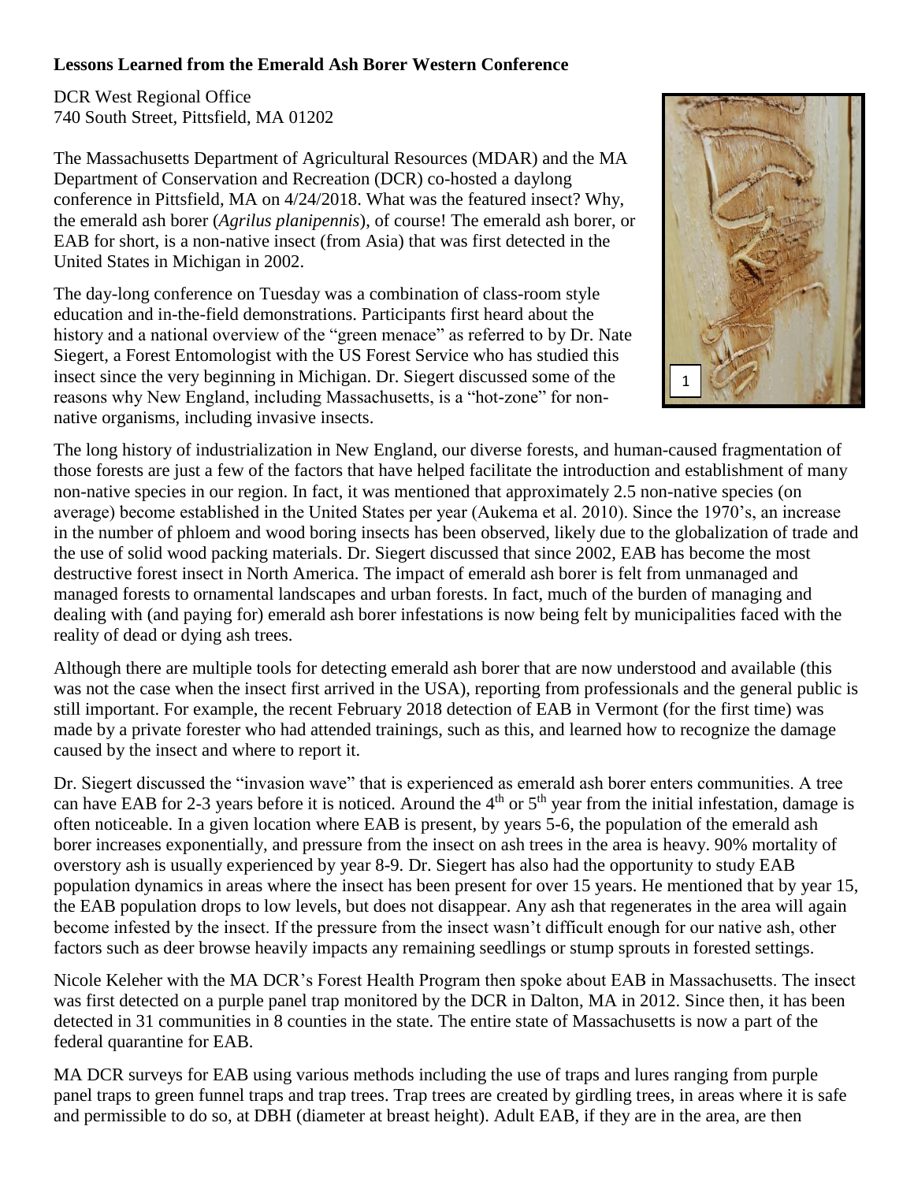**Lessons Learned from the Emerald Ash Borer Western Conference**

DCR West Regional Office
740 South Street, Pittsfield, MA 01202

The Massachusetts Department of Agricultural Resources (MDAR) and the MA Department of Conservation and Recreation (DCR) co-hosted a daylong conference in Pittsfield, MA on 4/24/2018. What was the featured insect? Why, the emerald ash borer (*Agrilus planipennis*), of course! The emerald ash borer, or EAB for short, is a non-native insect (from Asia) that was first detected in the United States in Michigan in 2002.

The day-long conference on Tuesday was a combination of class-room style education and in-the-field demonstrations. Participants first heard about the history and a national overview of the "green menace" as referred to by Dr. Nate Siegert, a Forest Entomologist with the US Forest Service who has studied this insect since the very beginning in Michigan. Dr. Siegert discussed some of the reasons why New England, including Massachusetts, is a "hot-zone" for non-native organisms, including invasive insects.

The long history of industrialization in New England, our diverse forests, and human-caused fragmentation of those forests are just a few of the factors that have helped facilitate the introduction and establishment of many non-native species in our region. In fact, it was mentioned that approximately 2.5 non-native species (on average) become established in the United States per year (Aukema et al. 2010). Since the 1970's, an increase in the number of phloem and wood boring insects has been observed, likely due to the globalization of trade and the use of solid wood packing materials. Dr. Siegert discussed that since 2002, EAB has become the most destructive forest insect in North America. The impact of emerald ash borer is felt from unmanaged and managed forests to ornamental landscapes and urban forests. In fact, much of the burden of managing and dealing with (and paying for) emerald ash borer infestations is now being felt by municipalities faced with the reality of dead or dying ash trees.

Although there are multiple tools for detecting emerald ash borer that are now understood and available (this was not the case when the insect first arrived in the USA), reporting from professionals and the general public is still important. For example, the recent February 2018 detection of EAB in Vermont (for the first time) was made by a private forester who had attended trainings, such as this, and learned how to recognize the damage caused by the insect and where to report it.

Dr. Siegert discussed the "invasion wave" that is experienced as emerald ash borer enters communities. A tree can have EAB for 2-3 years before it is noticed. Around the 4th or 5th year from the initial infestation, damage is often noticeable. In a given location where EAB is present, by years 5-6, the population of the emerald ash borer increases exponentially, and pressure from the insect on ash trees in the area is heavy. 90% mortality of overstory ash is usually experienced by year 8-9. Dr. Siegert has also had the opportunity to study EAB population dynamics in areas where the insect has been present for over 15 years. He mentioned that by year 15, the EAB population drops to low levels, but does not disappear. Any ash that regenerates in the area will again become infested by the insect. If the pressure from the insect wasn't difficult enough for our native ash, other factors such as deer browse heavily impacts any remaining seedlings or stump sprouts in forested settings.

Nicole Keleher with the MA DCR's Forest Health Program then spoke about EAB in Massachusetts. The insect was first detected on a purple panel trap monitored by the DCR in Dalton, MA in 2012. Since then, it has been detected in 31 communities in 8 counties in the state. The entire state of Massachusetts is now a part of the federal quarantine for EAB.

MA DCR surveys for EAB using various methods including the use of traps and lures ranging from purple panel traps to green funnel traps and trap trees. Trap trees are created by girdling trees, in areas where it is safe and permissible to do so, at DBH (diameter at breast height). Adult EAB, if they are in the area, are then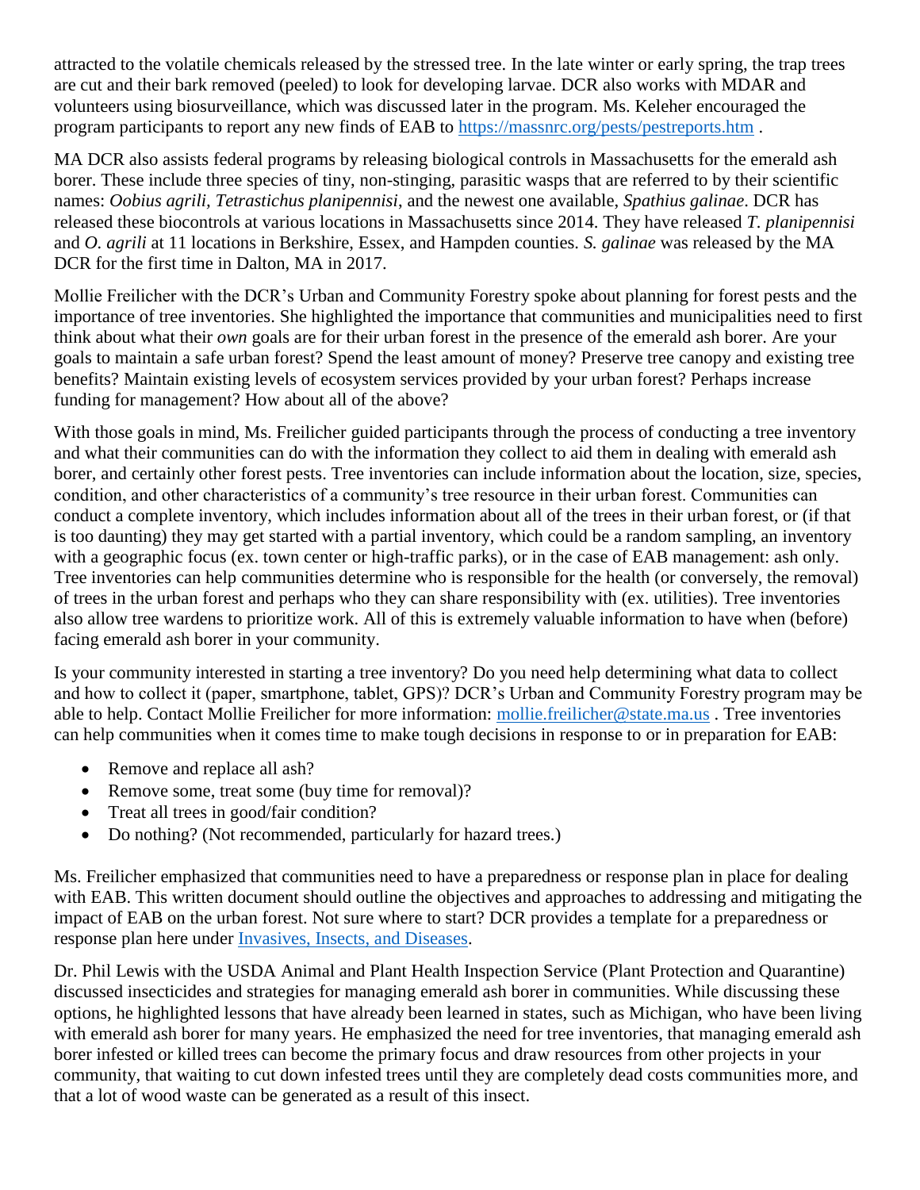attracted to the volatile chemicals released by the stressed tree. In the late winter or early spring, the trap trees are cut and their bark removed (peeled) to look for developing larvae. DCR also works with MDAR and volunteers using biosurveillance, which was discussed later in the program. Ms. Keleher encouraged the program participants to report any new finds of EAB to https://massnrc.org/pests/pestreports.htm .

MA DCR also assists federal programs by releasing biological controls in Massachusetts for the emerald ash borer. These include three species of tiny, non-stinging, parasitic wasps that are referred to by their scientific names: *Oobius agrili*, *Tetrastichus planipennisi*, and the newest one available, *Spathius galinae*. DCR has released these biocontrols at various locations in Massachusetts since 2014. They have released *T. planipennisi* and *O. agrili* at 11 locations in Berkshire, Essex, and Hampden counties. *S. galinae* was released by the MA DCR for the first time in Dalton, MA in 2017.

Mollie Freilicher with the DCR's Urban and Community Forestry spoke about planning for forest pests and the importance of tree inventories. She highlighted the importance that communities and municipalities need to first think about what their *own* goals are for their urban forest in the presence of the emerald ash borer. Are your goals to maintain a safe urban forest? Spend the least amount of money? Preserve tree canopy and existing tree benefits? Maintain existing levels of ecosystem services provided by your urban forest? Perhaps increase funding for management? How about all of the above?

With those goals in mind, Ms. Freilicher guided participants through the process of conducting a tree inventory and what their communities can do with the information they collect to aid them in dealing with emerald ash borer, and certainly other forest pests. Tree inventories can include information about the location, size, species, condition, and other characteristics of a community's tree resource in their urban forest. Communities can conduct a complete inventory, which includes information about all of the trees in their urban forest, or (if that is too daunting) they may get started with a partial inventory, which could be a random sampling, an inventory with a geographic focus (ex. town center or high-traffic parks), or in the case of EAB management: ash only. Tree inventories can help communities determine who is responsible for the health (or conversely, the removal) of trees in the urban forest and perhaps who they can share responsibility with (ex. utilities). Tree inventories also allow tree wardens to prioritize work. All of this is extremely valuable information to have when (before) facing emerald ash borer in your community.

Is your community interested in starting a tree inventory? Do you need help determining what data to collect and how to collect it (paper, smartphone, tablet, GPS)? DCR's Urban and Community Forestry program may be able to help. Contact Mollie Freilicher for more information: mollie.freilicher@state.ma.us . Tree inventories can help communities when it comes time to make tough decisions in response to or in preparation for EAB:

- Remove and replace all ash?
- Remove some, treat some (buy time for removal)?
- Treat all trees in good/fair condition?
- Do nothing? (Not recommended, particularly for hazard trees.)

Ms. Freilicher emphasized that communities need to have a preparedness or response plan in place for dealing with EAB. This written document should outline the objectives and approaches to addressing and mitigating the impact of EAB on the urban forest. Not sure where to start? DCR provides a template for a preparedness or response plan here under Invasives, Insects, and Diseases.

Dr. Phil Lewis with the USDA Animal and Plant Health Inspection Service (Plant Protection and Quarantine) discussed insecticides and strategies for managing emerald ash borer in communities. While discussing these options, he highlighted lessons that have already been learned in states, such as Michigan, who have been living with emerald ash borer for many years. He emphasized the need for tree inventories, that managing emerald ash borer infested or killed trees can become the primary focus and draw resources from other projects in your community, that waiting to cut down infested trees until they are completely dead costs communities more, and that a lot of wood waste can be generated as a result of this insect.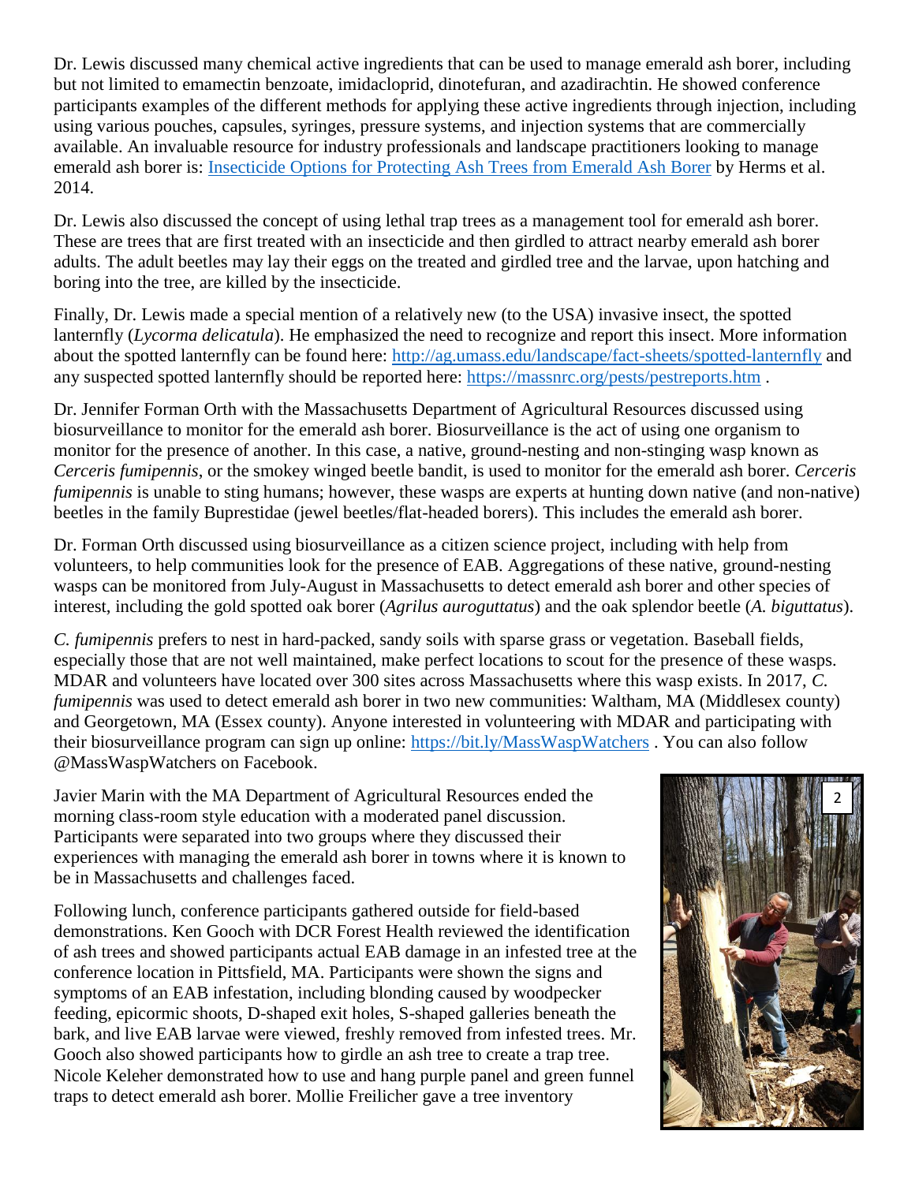Dr. Lewis discussed many chemical active ingredients that can be used to manage emerald ash borer, including but not limited to emamectin benzoate, imidacloprid, dinotefuran, and azadirachtin. He showed conference participants examples of the different methods for applying these active ingredients through injection, including using various pouches, capsules, syringes, pressure systems, and injection systems that are commercially available. An invaluable resource for industry professionals and landscape practitioners looking to manage emerald ash borer is: Insecticide Options for Protecting Ash Trees from Emerald Ash Borer by Herms et al. 2014.

Dr. Lewis also discussed the concept of using lethal trap trees as a management tool for emerald ash borer. These are trees that are first treated with an insecticide and then girdled to attract nearby emerald ash borer adults. The adult beetles may lay their eggs on the treated and girdled tree and the larvae, upon hatching and boring into the tree, are killed by the insecticide.

Finally, Dr. Lewis made a special mention of a relatively new (to the USA) invasive insect, the spotted lanternfly (*Lycorma delicatula*). He emphasized the need to recognize and report this insect. More information about the spotted lanternfly can be found here: http://ag.umass.edu/landscape/fact-sheets/spotted-lanternfly and any suspected spotted lanternfly should be reported here: https://massnrc.org/pests/pestreports.htm .

Dr. Jennifer Forman Orth with the Massachusetts Department of Agricultural Resources discussed using biosurveillance to monitor for the emerald ash borer. Biosurveillance is the act of using one organism to monitor for the presence of another. In this case, a native, ground-nesting and non-stinging wasp known as *Cerceris fumipennis*, or the smokey winged beetle bandit, is used to monitor for the emerald ash borer. *Cerceris fumipennis* is unable to sting humans; however, these wasps are experts at hunting down native (and non-native) beetles in the family Buprestidae (jewel beetles/flat-headed borers). This includes the emerald ash borer.

Dr. Forman Orth discussed using biosurveillance as a citizen science project, including with help from volunteers, to help communities look for the presence of EAB. Aggregations of these native, ground-nesting wasps can be monitored from July-August in Massachusetts to detect emerald ash borer and other species of interest, including the gold spotted oak borer (*Agrilus auroguttatus*) and the oak splendor beetle (*A. biguttatus*).

*C. fumipennis* prefers to nest in hard-packed, sandy soils with sparse grass or vegetation. Baseball fields, especially those that are not well maintained, make perfect locations to scout for the presence of these wasps. MDAR and volunteers have located over 300 sites across Massachusetts where this wasp exists. In 2017, *C. fumipennis* was used to detect emerald ash borer in two new communities: Waltham, MA (Middlesex county) and Georgetown, MA (Essex county). Anyone interested in volunteering with MDAR and participating with their biosurveillance program can sign up online: https://bit.ly/MassWaspWatchers . You can also follow @MassWaspWatchers on Facebook.

Javier Marin with the MA Department of Agricultural Resources ended the morning class-room style education with a moderated panel discussion. Participants were separated into two groups where they discussed their experiences with managing the emerald ash borer in towns where it is known to be in Massachusetts and challenges faced.

Following lunch, conference participants gathered outside for field-based demonstrations. Ken Gooch with DCR Forest Health reviewed the identification of ash trees and showed participants actual EAB damage in an infested tree at the conference location in Pittsfield, MA. Participants were shown the signs and symptoms of an EAB infestation, including blonding caused by woodpecker feeding, epicormic shoots, D-shaped exit holes, S-shaped galleries beneath the bark, and live EAB larvae were viewed, freshly removed from infested trees. Mr. Gooch also showed participants how to girdle an ash tree to create a trap tree. Nicole Keleher demonstrated how to use and hang purple panel and green funnel traps to detect emerald ash borer. Mollie Freilicher gave a tree inventory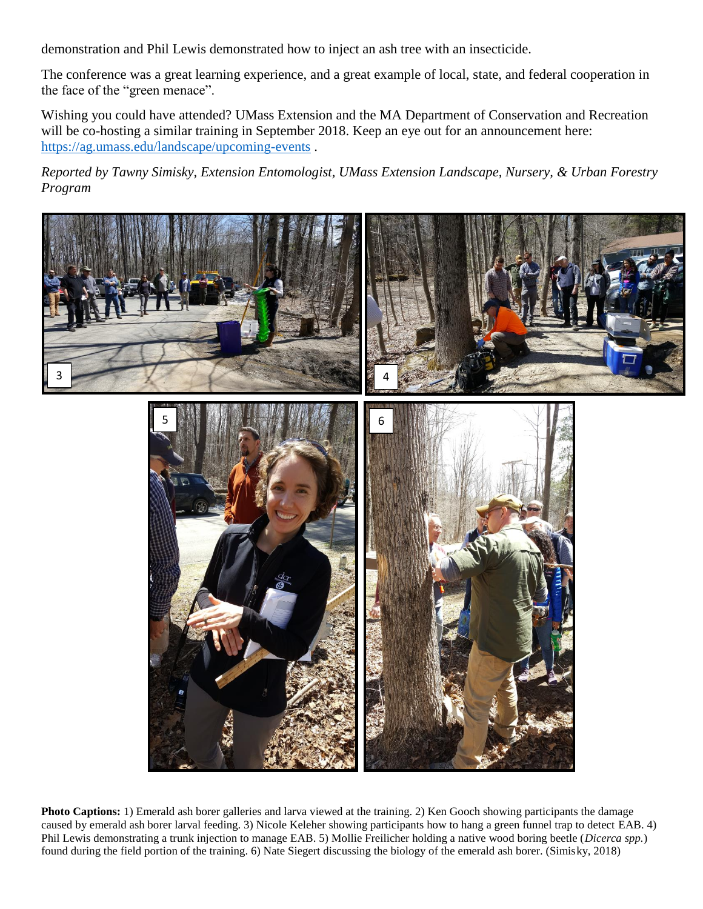demonstration and Phil Lewis demonstrated how to inject an ash tree with an insecticide.

The conference was a great learning experience, and a great example of local, state, and federal cooperation in the face of the "green menace".

Wishing you could have attended? UMass Extension and the MA Department of Conservation and Recreation will be co-hosting a similar training in September 2018. Keep an eye out for an announcement here: https://ag.umass.edu/landscape/upcoming-events .

*Reported by Tawny Simisky, Extension Entomologist, UMass Extension Landscape, Nursery, & Urban Forestry Program*

**Photo Captions:** 1) Emerald ash borer galleries and larva viewed at the training. 2) Ken Gooch showing participants the damage caused by emerald ash borer larval feeding. 3) Nicole Keleher showing participants how to hang a green funnel trap to detect EAB. 4) Phil Lewis demonstrating a trunk injection to manage EAB. 5) Mollie Freilicher holding a native wood boring beetle (*Dicerca spp.*) found during the field portion of the training. 6) Nate Siegert discussing the biology of the emerald ash borer. (Simisky, 2018)